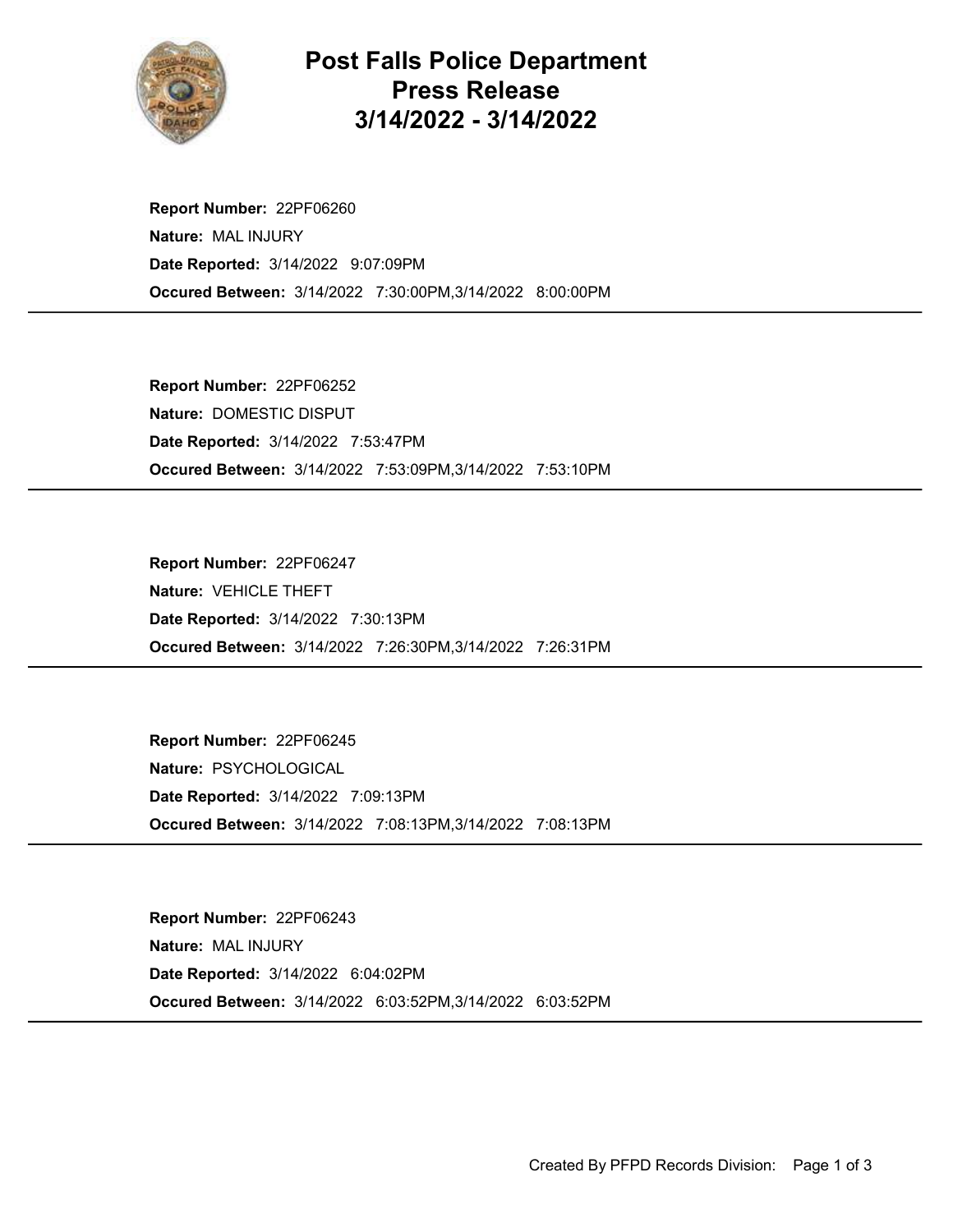# Post Falls Police Department Press Release 3/14/2022 - 3/14/2022

**Report Number:** 22PF06260
**Nature:** MAL INJURY
**Date Reported:** 3/14/2022 9:07:09PM
**Occured Between:** 3/14/2022 7:30:00PM,3/14/2022 8:00:00PM

---

**Report Number:** 22PF06252
**Nature:** DOMESTIC DISPUT
**Date Reported:** 3/14/2022 7:53:47PM
**Occured Between:** 3/14/2022 7:53:09PM,3/14/2022 7:53:10PM

---

**Report Number:** 22PF06247
**Nature:** VEHICLE THEFT
**Date Reported:** 3/14/2022 7:30:13PM
**Occured Between:** 3/14/2022 7:26:30PM,3/14/2022 7:26:31PM

---

**Report Number:** 22PF06245
**Nature:** PSYCHOLOGICAL
**Date Reported:** 3/14/2022 7:09:13PM
**Occured Between:** 3/14/2022 7:08:13PM,3/14/2022 7:08:13PM

---

**Report Number:** 22PF06243
**Nature:** MAL INJURY
**Date Reported:** 3/14/2022 6:04:02PM
**Occured Between:** 3/14/2022 6:03:52PM,3/14/2022 6:03:52PM

---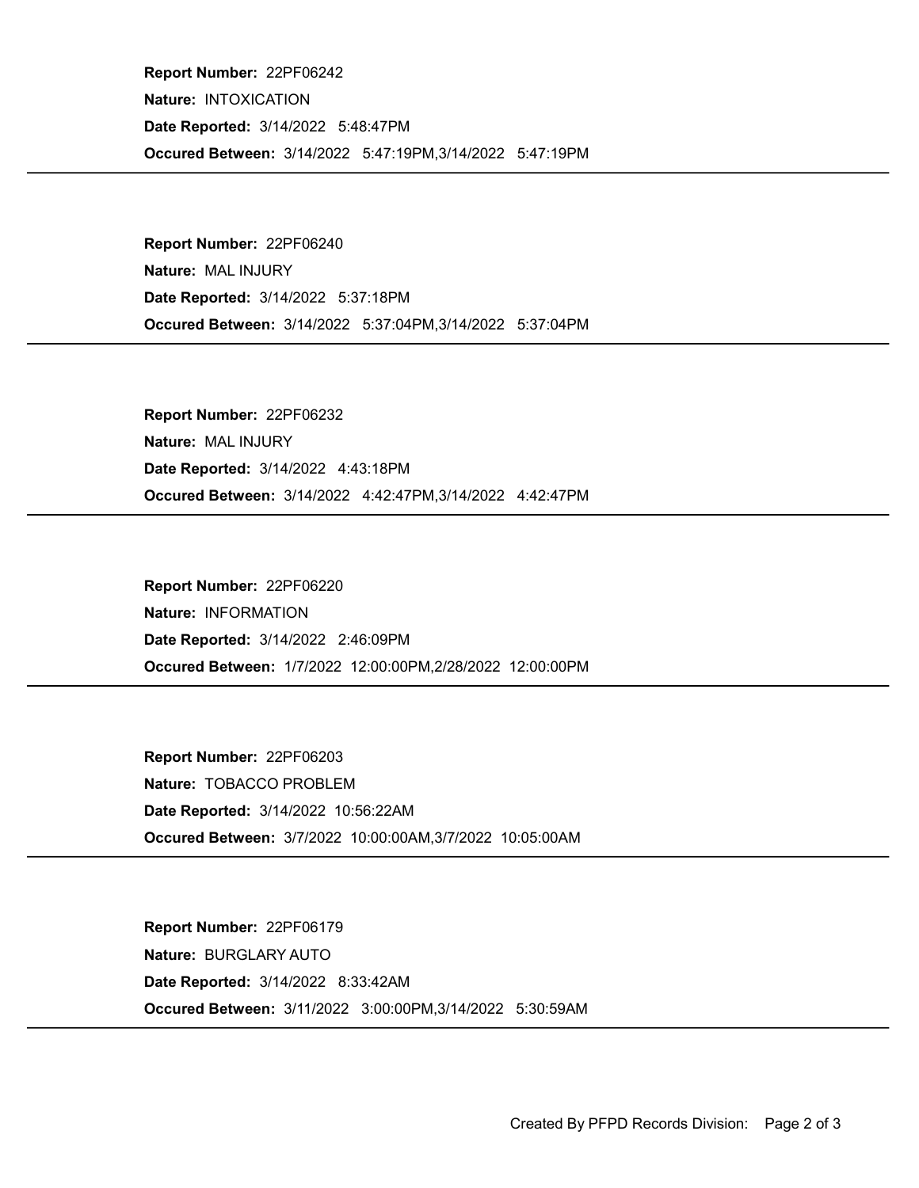**Report Number:** 22PF06242
**Nature:** INTOXICATION
**Date Reported:** 3/14/2022 5:48:47PM
**Occured Between:** 3/14/2022 5:47:19PM,3/14/2022 5:47:19PM

---

**Report Number:** 22PF06240
**Nature:** MAL INJURY
**Date Reported:** 3/14/2022 5:37:18PM
**Occured Between:** 3/14/2022 5:37:04PM,3/14/2022 5:37:04PM

---

**Report Number:** 22PF06232
**Nature:** MAL INJURY
**Date Reported:** 3/14/2022 4:43:18PM
**Occured Between:** 3/14/2022 4:42:47PM,3/14/2022 4:42:47PM

---

**Report Number:** 22PF06220
**Nature:** INFORMATION
**Date Reported:** 3/14/2022 2:46:09PM
**Occured Between:** 1/7/2022 12:00:00PM,2/28/2022 12:00:00PM

---

**Report Number:** 22PF06203
**Nature:** TOBACCO PROBLEM
**Date Reported:** 3/14/2022 10:56:22AM
**Occured Between:** 3/7/2022 10:00:00AM,3/7/2022 10:05:00AM

---

**Report Number:** 22PF06179
**Nature:** BURGLARY AUTO
**Date Reported:** 3/14/2022 8:33:42AM
**Occured Between:** 3/11/2022 3:00:00PM,3/14/2022 5:30:59AM

---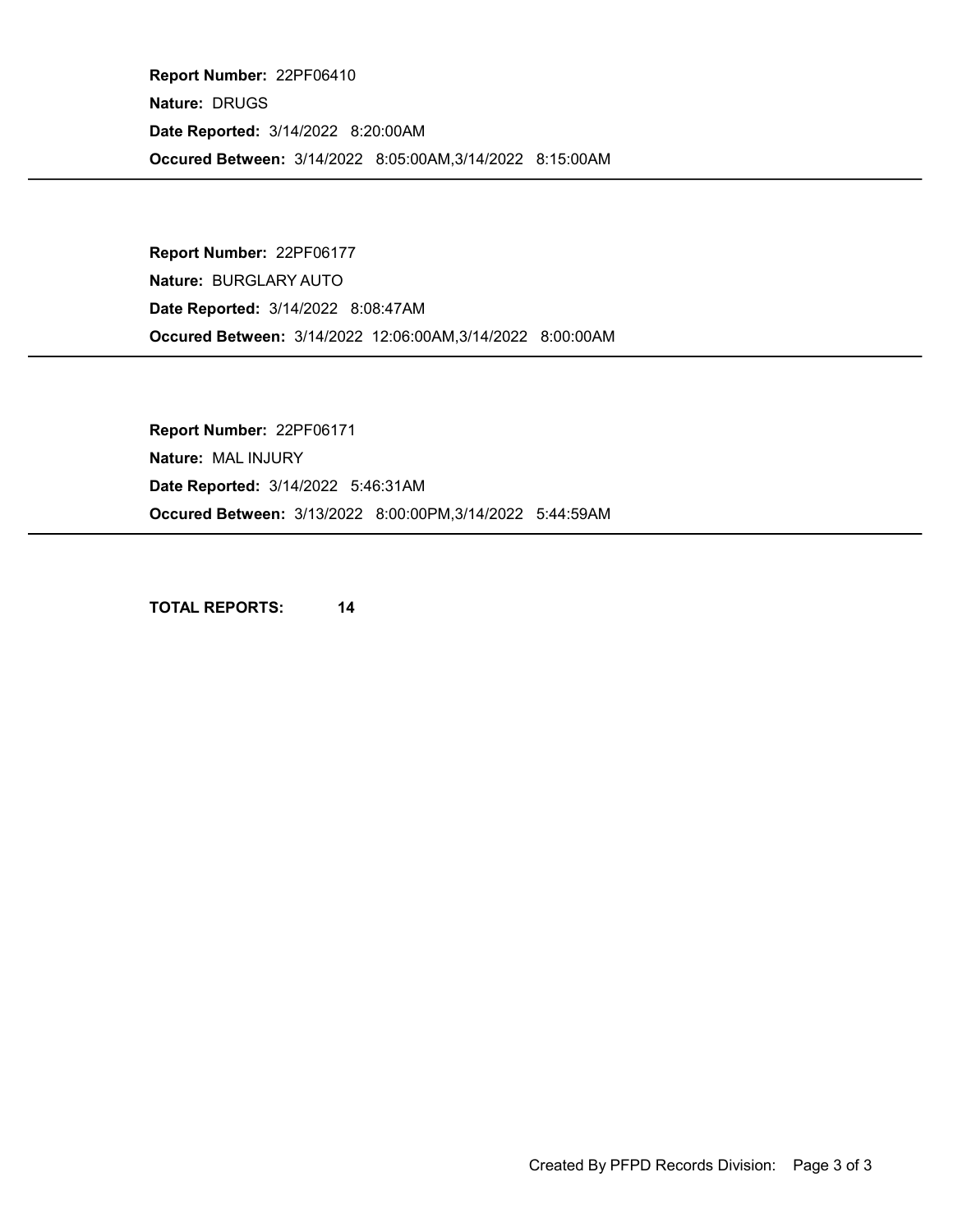**Report Number:** 22PF06410

**Nature:** DRUGS

**Date Reported:** 3/14/2022 8:20:00AM

**Occured Between:** 3/14/2022 8:05:00AM,3/14/2022 8:15:00AM

---

**Report Number:** 22PF06177

**Nature:** BURGLARY AUTO

**Date Reported:** 3/14/2022 8:08:47AM

**Occured Between:** 3/14/2022 12:06:00AM,3/14/2022 8:00:00AM

---

**Report Number:** 22PF06171

**Nature:** MAL INJURY

**Date Reported:** 3/14/2022 5:46:31AM

**Occured Between:** 3/13/2022 8:00:00PM,3/14/2022 5:44:59AM

---

**TOTAL REPORTS:** **14**